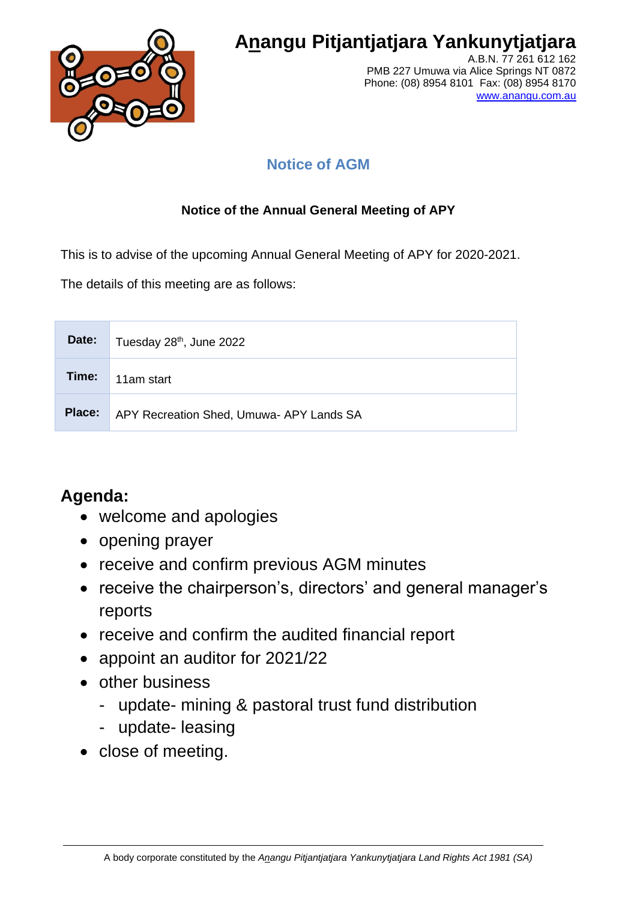# Anangu Pitjantjatjara Yankunytjatjara

A.B.N. 77 261 612 162
PMB 227 Umuwa via Alice Springs NT 0872
Phone: (08) 8954 8101 Fax: (08) 8954 8170
www.anangu.com.au

## Notice of AGM

**Notice of the Annual General Meeting of APY**

This is to advise of the upcoming Annual General Meeting of APY for 2020-2021.

The details of this meeting are as follows:

| | |
|---|---|
| **Date:** | Tuesday 28th, June 2022 |
| **Time:** | 11am start |
| **Place:** | APY Recreation Shed, Umuwa- APY Lands SA |

## Agenda:

- welcome and apologies
- opening prayer
- receive and confirm previous AGM minutes
- receive the chairperson's, directors' and general manager's reports
- receive and confirm the audited financial report
- appoint an auditor for 2021/22
- other business
  - update- mining & pastoral trust fund distribution
  - update- leasing
- close of meeting.

A body corporate constituted by the *Anangu Pitjantjatjara Yankunytjatjara Land Rights Act 1981 (SA)*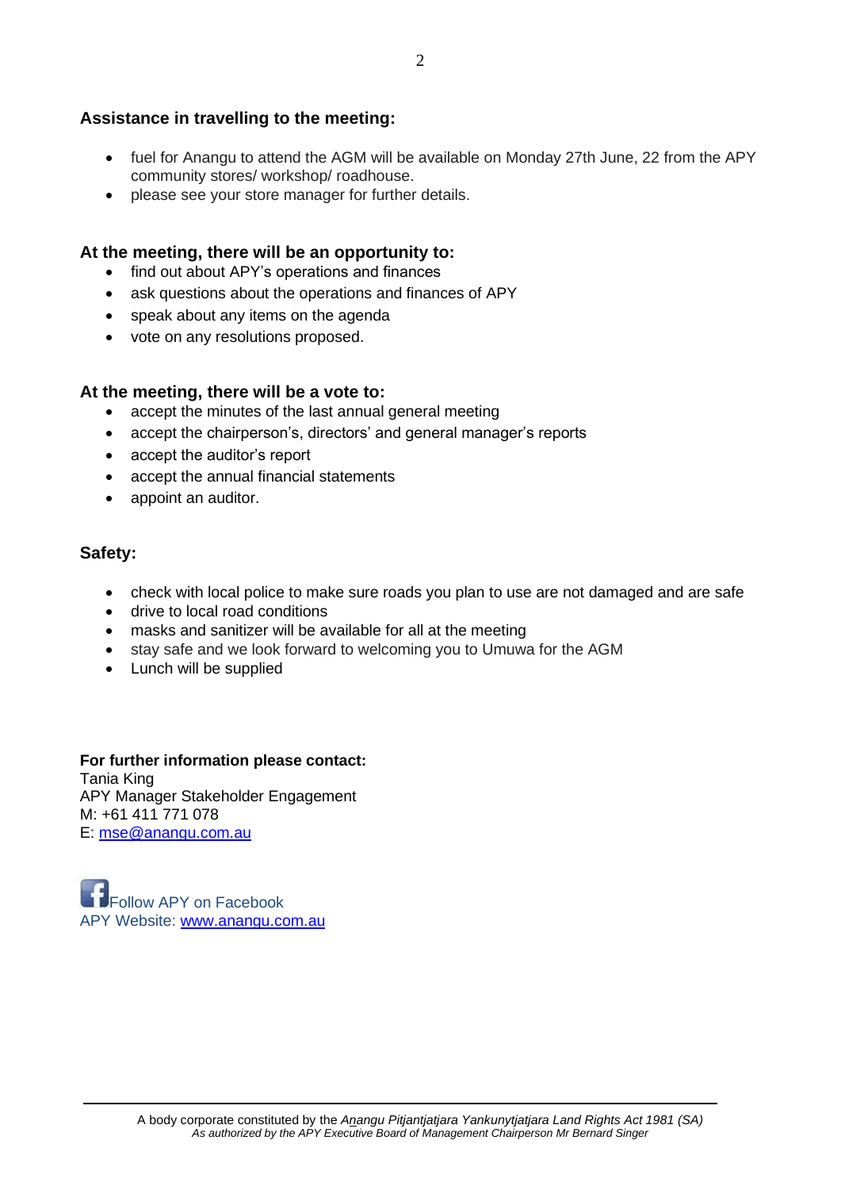### Assistance in travelling to the meeting:

- fuel for Anangu to attend the AGM will be available on Monday 27th June, 22 from the APY community stores/ workshop/ roadhouse.
- please see your store manager for further details.

### At the meeting, there will be an opportunity to:

- find out about APY's operations and finances
- ask questions about the operations and finances of APY
- speak about any items on the agenda
- vote on any resolutions proposed.

### At the meeting, there will be a vote to:

- accept the minutes of the last annual general meeting
- accept the chairperson's, directors' and general manager's reports
- accept the auditor's report
- accept the annual financial statements
- appoint an auditor.

### Safety:

- check with local police to make sure roads you plan to use are not damaged and are safe
- drive to local road conditions
- masks and sanitizer will be available for all at the meeting
- stay safe and we look forward to welcoming you to Umuwa for the AGM
- Lunch will be supplied

**For further information please contact:**
Tania King
APY Manager Stakeholder Engagement
M: +61 411 771 078
E: mse@anangu.com.au

Follow APY on Facebook
APY Website: www.anangu.com.au

A body corporate constituted by the *Anangu Pitjantjatjara Yankunytjatjara Land Rights Act 1981 (SA)*
*As authorized by the APY Executive Board of Management Chairperson Mr Bernard Singer*